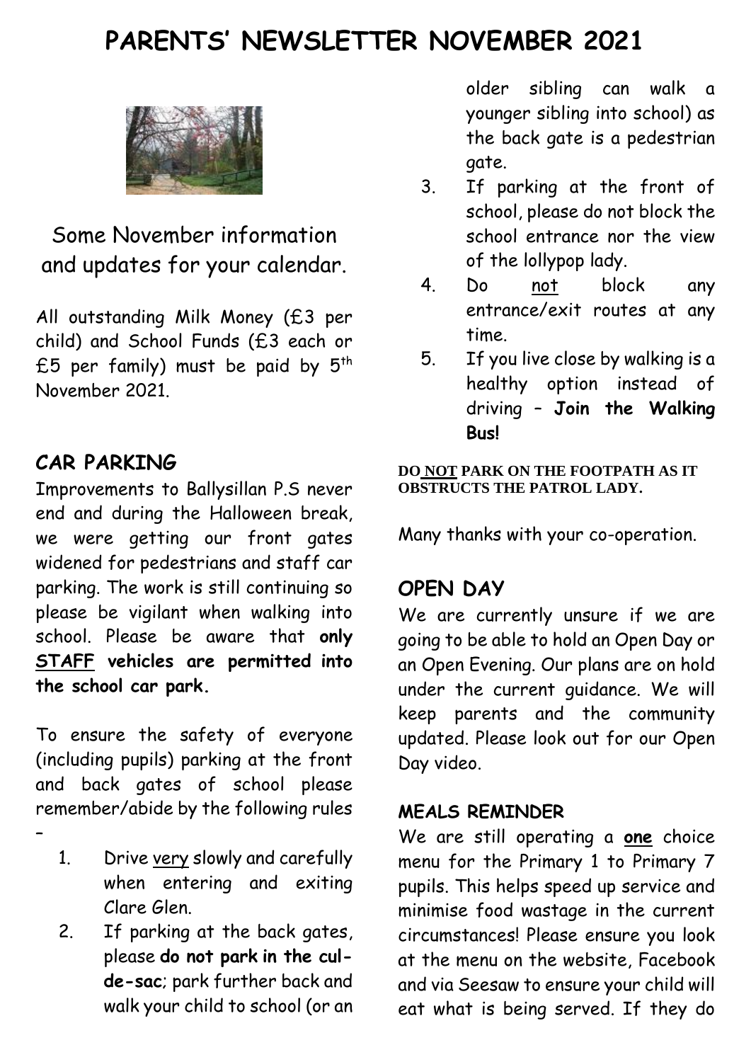# PARENTS' NEWSLETTER NOVEMBER 2021

Some November information and updates for your calendar.

All outstanding Milk Money (£3 per child) and School Funds (£3 each or £5 per family) must be paid by 5th November 2021.

## CAR PARKING

Improvements to Ballysillan P.S never end and during the Halloween break, we were getting our front gates widened for pedestrians and staff car parking. The work is still continuing so please be vigilant when walking into school. Please be aware that **only STAFF vehicles are permitted into the school car park.**

To ensure the safety of everyone (including pupils) parking at the front and back gates of school please remember/abide by the following rules –

1. Drive very slowly and carefully when entering and exiting Clare Glen.
2. If parking at the back gates, please **do not park in the cul-de-sac**; park further back and walk your child to school (or an older sibling can walk a younger sibling into school) as the back gate is a pedestrian gate.
3. If parking at the front of school, please do not block the school entrance nor the view of the lollypop lady.
4. Do not block any entrance/exit routes at any time.
5. If you live close by walking is a healthy option instead of driving – **Join the Walking Bus!**

**DO NOT PARK ON THE FOOTPATH AS IT OBSTRUCTS THE PATROL LADY.**

Many thanks with your co-operation.

## OPEN DAY

We are currently unsure if we are going to be able to hold an Open Day or an Open Evening. Our plans are on hold under the current guidance. We will keep parents and the community updated. Please look out for our Open Day video.

### MEALS REMINDER

We are still operating a **one** choice menu for the Primary 1 to Primary 7 pupils. This helps speed up service and minimise food wastage in the current circumstances! Please ensure you look at the menu on the website, Facebook and via Seesaw to ensure your child will eat what is being served. If they do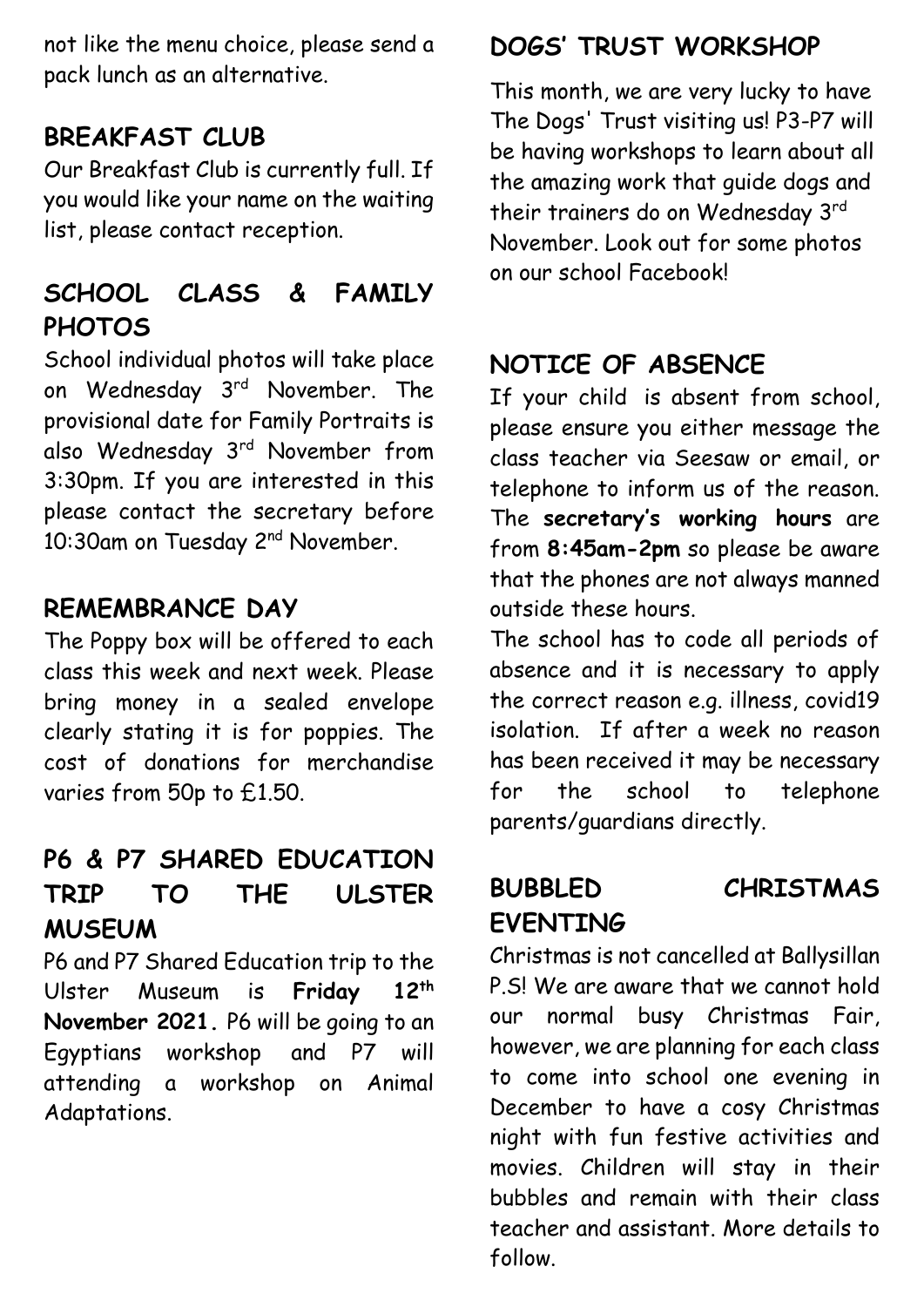not like the menu choice, please send a pack lunch as an alternative.

## BREAKFAST CLUB

Our Breakfast Club is currently full. If you would like your name on the waiting list, please contact reception.

## SCHOOL CLASS & FAMILY PHOTOS

School individual photos will take place on Wednesday 3rd November. The provisional date for Family Portraits is also Wednesday 3rd November from 3:30pm. If you are interested in this please contact the secretary before 10:30am on Tuesday 2nd November.

## REMEMBRANCE DAY

The Poppy box will be offered to each class this week and next week. Please bring money in a sealed envelope clearly stating it is for poppies. The cost of donations for merchandise varies from 50p to £1.50.

## P6 & P7 SHARED EDUCATION TRIP TO THE ULSTER MUSEUM

P6 and P7 Shared Education trip to the Ulster Museum is **Friday 12th November 2021.** P6 will be going to an Egyptians workshop and P7 will attending a workshop on Animal Adaptations.

## DOGS' TRUST WORKSHOP

This month, we are very lucky to have The Dogs' Trust visiting us! P3-P7 will be having workshops to learn about all the amazing work that guide dogs and their trainers do on Wednesday 3rd November. Look out for some photos on our school Facebook!

## NOTICE OF ABSENCE

If your child is absent from school, please ensure you either message the class teacher via Seesaw or email, or telephone to inform us of the reason. The **secretary's working hours** are from **8:45am-2pm** so please be aware that the phones are not always manned outside these hours.

The school has to code all periods of absence and it is necessary to apply the correct reason e.g. illness, covid19 isolation. If after a week no reason has been received it may be necessary for the school to telephone parents/guardians directly.

## BUBBLED CHRISTMAS EVENTING

Christmas is not cancelled at Ballysillan P.S! We are aware that we cannot hold our normal busy Christmas Fair, however, we are planning for each class to come into school one evening in December to have a cosy Christmas night with fun festive activities and movies. Children will stay in their bubbles and remain with their class teacher and assistant. More details to follow.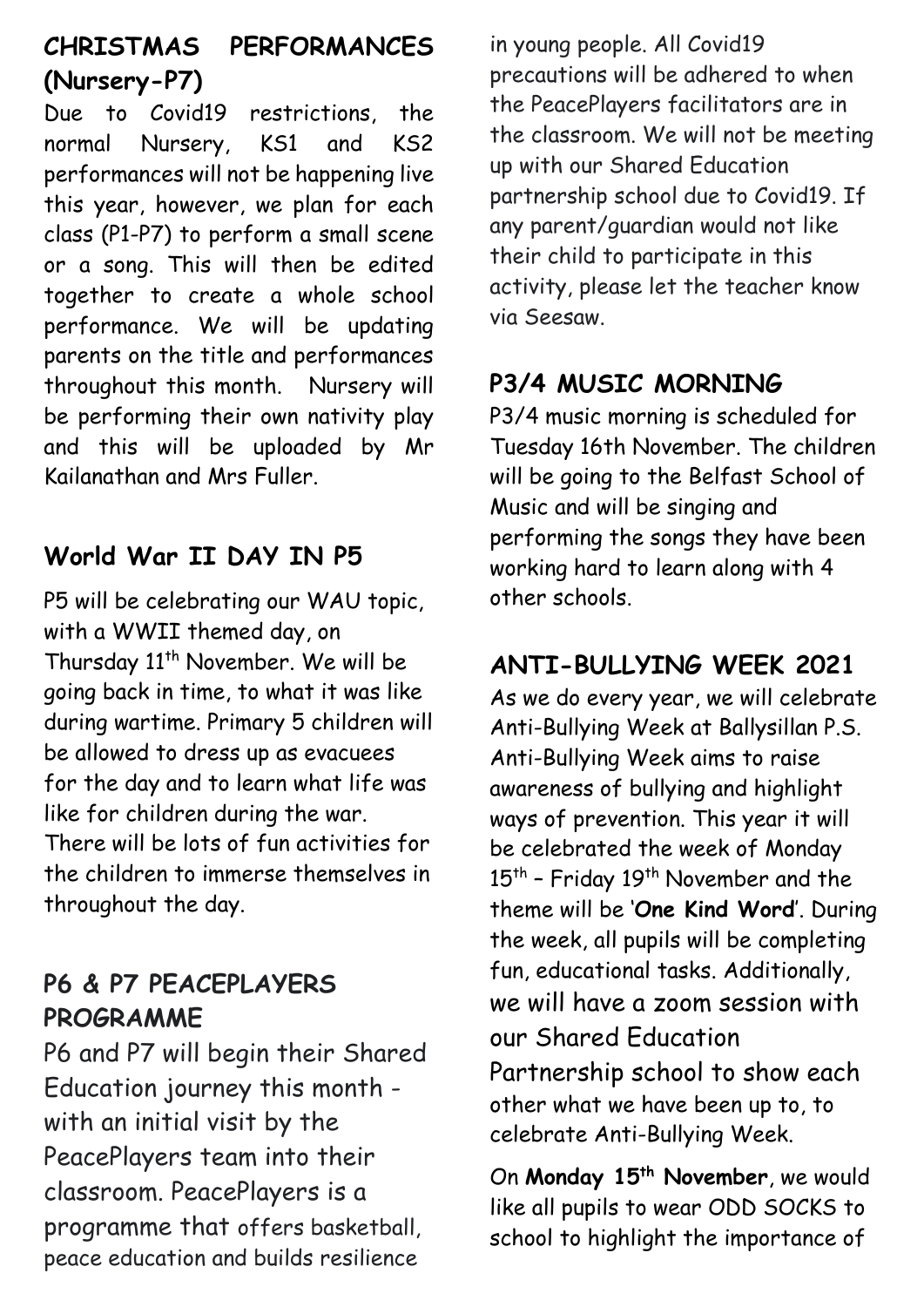## CHRISTMAS PERFORMANCES (Nursery-P7)

Due to Covid19 restrictions, the normal Nursery, KS1 and KS2 performances will not be happening live this year, however, we plan for each class (P1-P7) to perform a small scene or a song. This will then be edited together to create a whole school performance. We will be updating parents on the title and performances throughout this month. Nursery will be performing their own nativity play and this will be uploaded by Mr Kailanathan and Mrs Fuller.

## World War II DAY IN P5

P5 will be celebrating our WAU topic, with a WWII themed day, on Thursday 11th November. We will be going back in time, to what it was like during wartime. Primary 5 children will be allowed to dress up as evacuees for the day and to learn what life was like for children during the war. There will be lots of fun activities for the children to immerse themselves in throughout the day.

## P6 & P7 PEACEPLAYERS PROGRAMME

P6 and P7 will begin their Shared Education journey this month - with an initial visit by the PeacePlayers team into their classroom. PeacePlayers is a programme that offers basketball, peace education and builds resilience in young people. All Covid19 precautions will be adhered to when the PeacePlayers facilitators are in the classroom. We will not be meeting up with our Shared Education partnership school due to Covid19. If any parent/guardian would not like their child to participate in this activity, please let the teacher know via Seesaw.

## P3/4 MUSIC MORNING

P3/4 music morning is scheduled for Tuesday 16th November. The children will be going to the Belfast School of Music and will be singing and performing the songs they have been working hard to learn along with 4 other schools.

## ANTI-BULLYING WEEK 2021

As we do every year, we will celebrate Anti-Bullying Week at Ballysillan P.S. Anti-Bullying Week aims to raise awareness of bullying and highlight ways of prevention. This year it will be celebrated the week of Monday 15th – Friday 19th November and the theme will be '**One Kind Word**'. During the week, all pupils will be completing fun, educational tasks. Additionally, we will have a zoom session with our Shared Education Partnership school to show each other what we have been up to, to celebrate Anti-Bullying Week.

On **Monday 15th November**, we would like all pupils to wear ODD SOCKS to school to highlight the importance of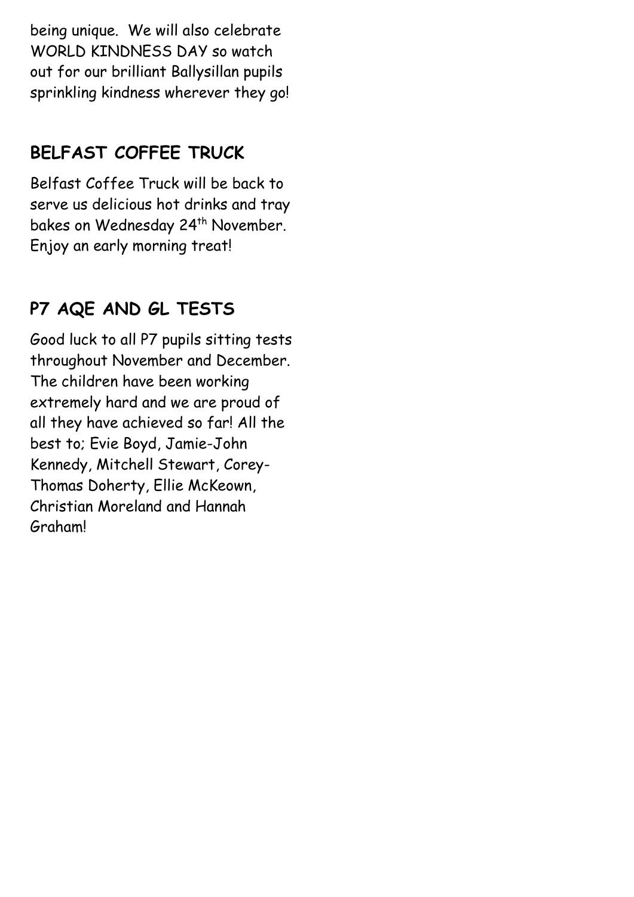being unique. We will also celebrate WORLD KINDNESS DAY so watch out for our brilliant Ballysillan pupils sprinkling kindness wherever they go!

## BELFAST COFFEE TRUCK

Belfast Coffee Truck will be back to serve us delicious hot drinks and tray bakes on Wednesday 24th November. Enjoy an early morning treat!

## P7 AQE AND GL TESTS

Good luck to all P7 pupils sitting tests throughout November and December. The children have been working extremely hard and we are proud of all they have achieved so far! All the best to; Evie Boyd, Jamie-John Kennedy, Mitchell Stewart, Corey-Thomas Doherty, Ellie McKeown, Christian Moreland and Hannah Graham!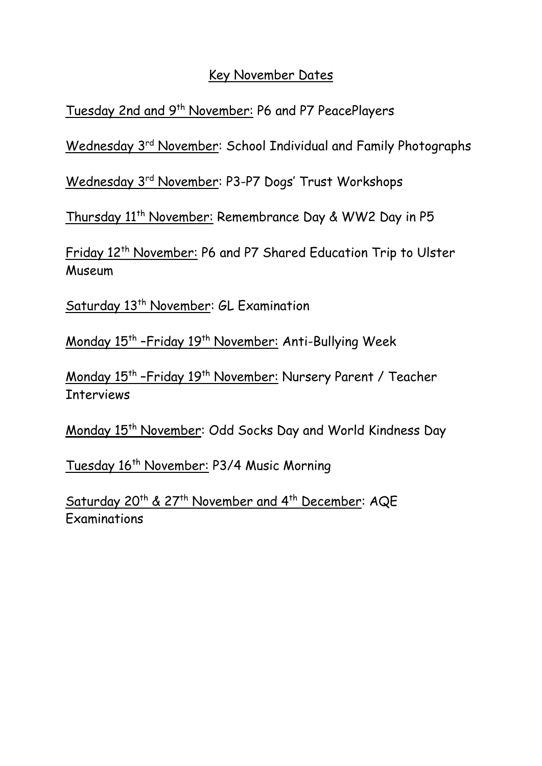## Key November Dates

Tuesday 2nd and 9th November: P6 and P7 PeacePlayers

Wednesday 3rd November: School Individual and Family Photographs

Wednesday 3rd November: P3-P7 Dogs' Trust Workshops

Thursday 11th November: Remembrance Day & WW2 Day in P5

Friday 12th November: P6 and P7 Shared Education Trip to Ulster Museum

Saturday 13th November: GL Examination

Monday 15th –Friday 19th November: Anti-Bullying Week

Monday 15th –Friday 19th November: Nursery Parent / Teacher Interviews

Monday 15th November: Odd Socks Day and World Kindness Day

Tuesday 16th November: P3/4 Music Morning

Saturday 20th & 27th November and 4th December: AQE Examinations